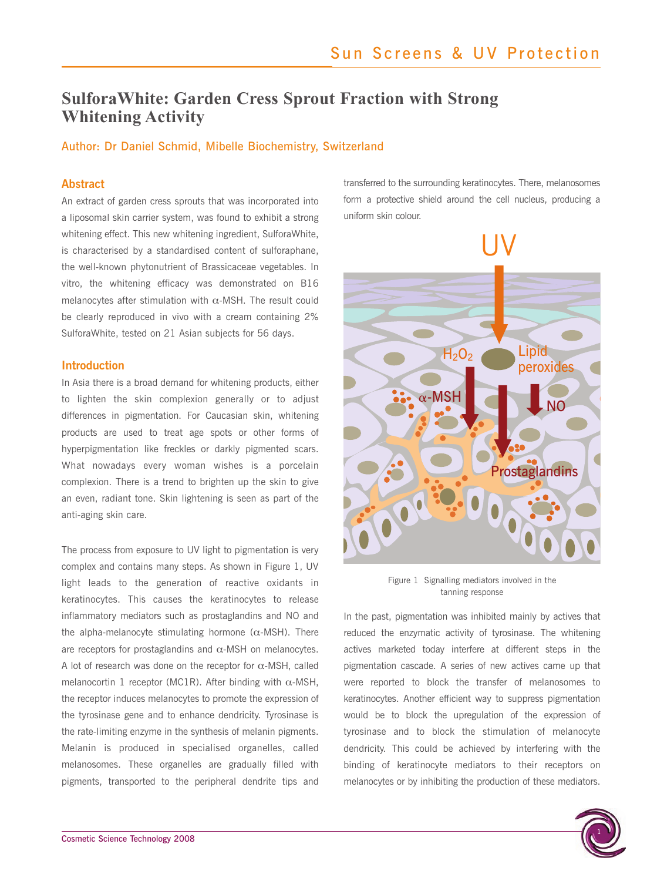// Sun Screens & UV Protection header? It's a running section header; omit.

# SulforaWhite: Garden Cress Sprout Fraction with Strong Whitening Activity

Author: Dr Daniel Schmid, Mibelle Biochemistry, Switzerland

## Abstract

An extract of garden cress sprouts that was incorporated into a liposomal skin carrier system, was found to exhibit a strong whitening effect. This new whitening ingredient, SulforaWhite, is characterised by a standardised content of sulforaphane, the well-known phytonutrient of Brassicaceae vegetables. In vitro, the whitening efficacy was demonstrated on B16 melanocytes after stimulation with α-MSH. The result could be clearly reproduced in vivo with a cream containing 2% SulforaWhite, tested on 21 Asian subjects for 56 days.

## Introduction

In Asia there is a broad demand for whitening products, either to lighten the skin complexion generally or to adjust differences in pigmentation. For Caucasian skin, whitening products are used to treat age spots or other forms of hyperpigmentation like freckles or darkly pigmented scars. What nowadays every woman wishes is a porcelain complexion. There is a trend to brighten up the skin to give an even, radiant tone. Skin lightening is seen as part of the anti-aging skin care.

The process from exposure to UV light to pigmentation is very complex and contains many steps. As shown in Figure 1, UV light leads to the generation of reactive oxidants in keratinocytes. This causes the keratinocytes to release inflammatory mediators such as prostaglandins and NO and the alpha-melanocyte stimulating hormone (α-MSH). There are receptors for prostaglandins and α-MSH on melanocytes. A lot of research was done on the receptor for α-MSH, called melanocortin 1 receptor (MC1R). After binding with α-MSH, the receptor induces melanocytes to promote the expression of the tyrosinase gene and to enhance dendricity. Tyrosinase is the rate-limiting enzyme in the synthesis of melanin pigments. Melanin is produced in specialised organelles, called melanosomes. These organelles are gradually filled with pigments, transported to the peripheral dendrite tips and transferred to the surrounding keratinocytes. There, melanosomes form a protective shield around the cell nucleus, producing a uniform skin colour.

UV

$H_2O_2$ — Lipid peroxides — α-MSH — NO — Prostaglandins

Figure 1 Signalling mediators involved in the tanning response

In the past, pigmentation was inhibited mainly by actives that reduced the enzymatic activity of tyrosinase. The whitening actives marketed today interfere at different steps in the pigmentation cascade. A series of new actives came up that were reported to block the transfer of melanosomes to keratinocytes. Another efficient way to suppress pigmentation would be to block the upregulation of the expression of tyrosinase and to block the stimulation of melanocyte dendricity. This could be achieved by interfering with the binding of keratinocyte mediators to their receptors on melanocytes or by inhibiting the production of these mediators.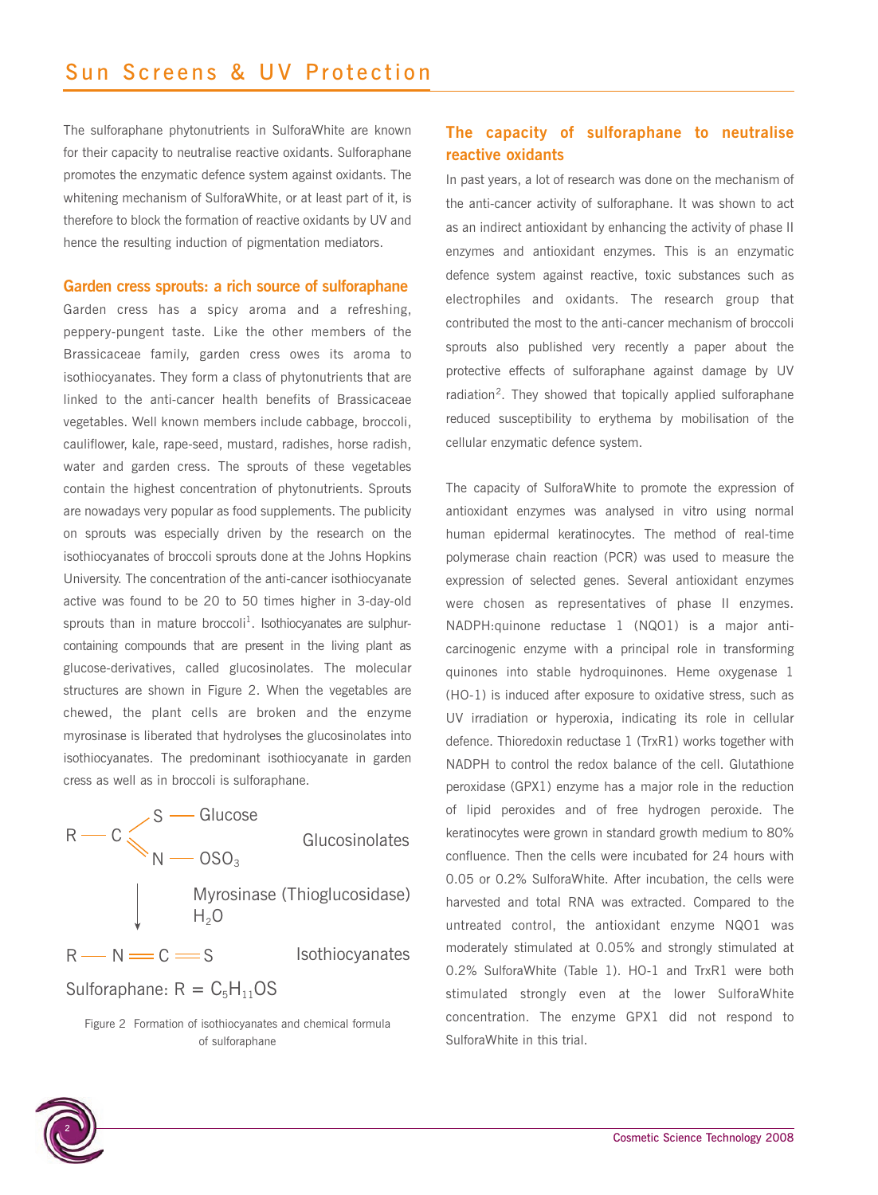The sulforaphane phytonutrients in SulforaWhite are known for their capacity to neutralise reactive oxidants. Sulforaphane promotes the enzymatic defence system against oxidants. The whitening mechanism of SulforaWhite, or at least part of it, is therefore to block the formation of reactive oxidants by UV and hence the resulting induction of pigmentation mediators.

### Garden cress sprouts: a rich source of sulforaphane

Garden cress has a spicy aroma and a refreshing, peppery-pungent taste. Like the other members of the Brassicaceae family, garden cress owes its aroma to isothiocyanates. They form a class of phytonutrients that are linked to the anti-cancer health benefits of Brassicaceae vegetables. Well known members include cabbage, broccoli, cauliflower, kale, rape-seed, mustard, radishes, horse radish, water and garden cress. The sprouts of these vegetables contain the highest concentration of phytonutrients. Sprouts are nowadays very popular as food supplements. The publicity on sprouts was especially driven by the research on the isothiocyanates of broccoli sprouts done at the Johns Hopkins University. The concentration of the anti-cancer isothiocyanate active was found to be 20 to 50 times higher in 3-day-old sprouts than in mature broccoli[1]. Isothiocyanates are sulphur-containing compounds that are present in the living plant as glucose-derivatives, called glucosinolates. The molecular structures are shown in Figure 2. When the vegetables are chewed, the plant cells are broken and the enzyme myrosinase is liberated that hydrolyses the glucosinolates into isothiocyanates. The predominant isothiocyanate in garden cress as well as in broccoli is sulforaphane.

Glucosinolates: R — C(—S — Glucose)(=N — $OSO_3$)

↓ Myrosinase (Thioglucosidase), $H_2O$

Isothiocyanates: R — N = C = S

Sulforaphane: $R = C_5H_{11}OS$

Figure 2 Formation of isothiocyanates and chemical formula of sulforaphane

### The capacity of sulforaphane to neutralise reactive oxidants

In past years, a lot of research was done on the mechanism of the anti-cancer activity of sulforaphane. It was shown to act as an indirect antioxidant by enhancing the activity of phase II enzymes and antioxidant enzymes. This is an enzymatic defence system against reactive, toxic substances such as electrophiles and oxidants. The research group that contributed the most to the anti-cancer mechanism of broccoli sprouts also published very recently a paper about the protective effects of sulforaphane against damage by UV radiation[2]. They showed that topically applied sulforaphane reduced susceptibility to erythema by mobilisation of the cellular enzymatic defence system.

The capacity of SulforaWhite to promote the expression of antioxidant enzymes was analysed in vitro using normal human epidermal keratinocytes. The method of real-time polymerase chain reaction (PCR) was used to measure the expression of selected genes. Several antioxidant enzymes were chosen as representatives of phase II enzymes. NADPH:quinone reductase 1 (NQO1) is a major anti-carcinogenic enzyme with a principal role in transforming quinones into stable hydroquinones. Heme oxygenase 1 (HO-1) is induced after exposure to oxidative stress, such as UV irradiation or hyperoxia, indicating its role in cellular defence. Thioredoxin reductase 1 (TrxR1) works together with NADPH to control the redox balance of the cell. Glutathione peroxidase (GPX1) enzyme has a major role in the reduction of lipid peroxides and of free hydrogen peroxide. The keratinocytes were grown in standard growth medium to 80% confluence. Then the cells were incubated for 24 hours with 0.05 or 0.2% SulforaWhite. After incubation, the cells were harvested and total RNA was extracted. Compared to the untreated control, the antioxidant enzyme NQO1 was moderately stimulated at 0.05% and strongly stimulated at 0.2% SulforaWhite (Table 1). HO-1 and TrxR1 were both stimulated strongly even at the lower SulforaWhite concentration. The enzyme GPX1 did not respond to SulforaWhite in this trial.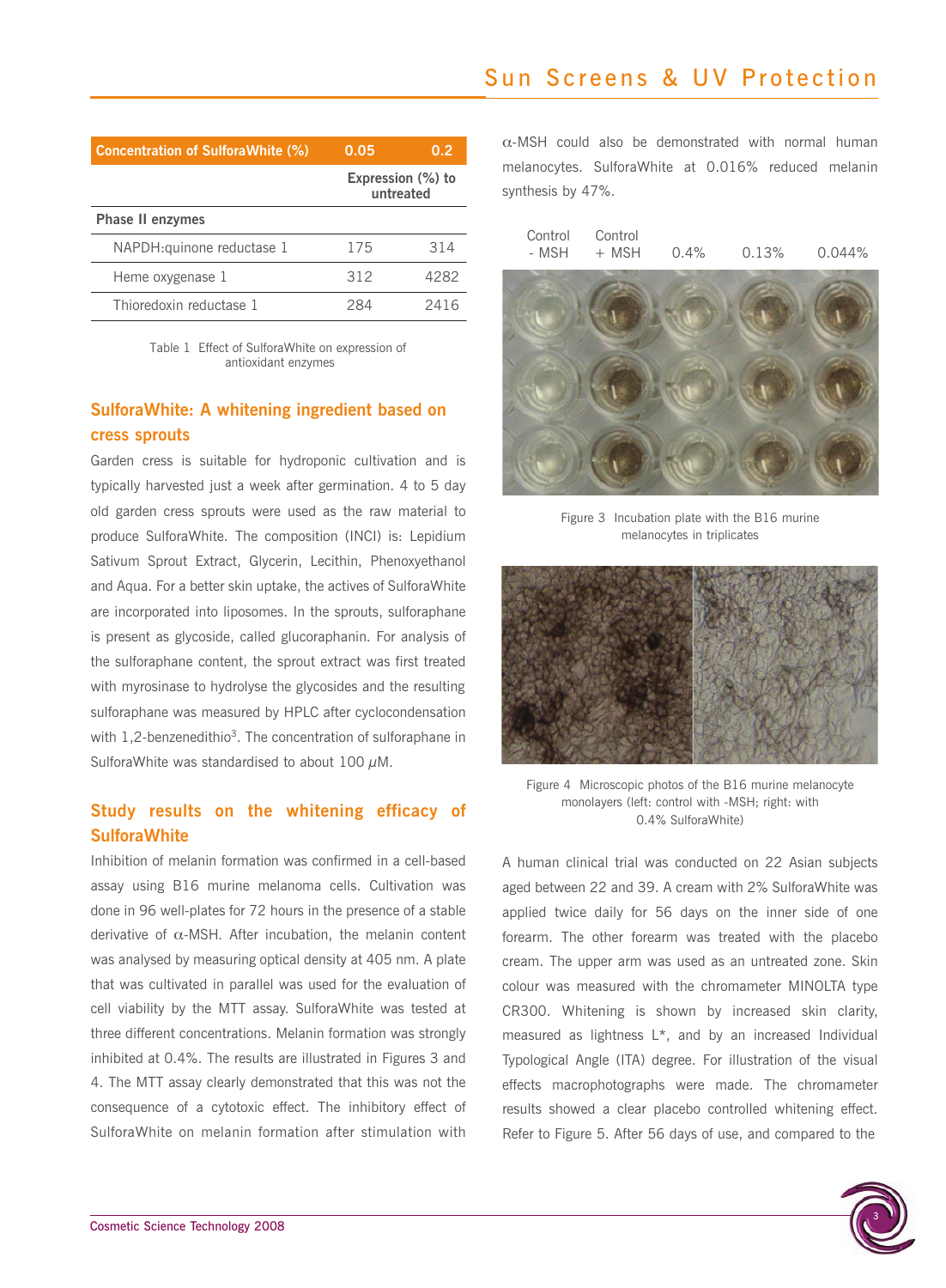| Concentration of SulforaWhite (%) | 0.05 | 0.2 |
|---|---|---|
| | Expression (%) to untreated | |
| **Phase II enzymes** | | |
| NAPDH:quinone reductase 1 | 175 | 314 |
| Heme oxygenase 1 | 312 | 4282 |
| Thioredoxin reductase 1 | 284 | 2416 |

Table 1 Effect of SulforaWhite on expression of antioxidant enzymes

## SulforaWhite: A whitening ingredient based on cress sprouts

Garden cress is suitable for hydroponic cultivation and is typically harvested just a week after germination. 4 to 5 day old garden cress sprouts were used as the raw material to produce SulforaWhite. The composition (INCI) is: Lepidium Sativum Sprout Extract, Glycerin, Lecithin, Phenoxyethanol and Aqua. For a better skin uptake, the actives of SulforaWhite are incorporated into liposomes. In the sprouts, sulforaphane is present as glycoside, called glucoraphanin. For analysis of the sulforaphane content, the sprout extract was first treated with myrosinase to hydrolyse the glycosides and the resulting sulforaphane was measured by HPLC after cyclocondensation with 1,2-benzenedithio[3]. The concentration of sulforaphane in SulforaWhite was standardised to about 100 $\mu$M.

## Study results on the whitening efficacy of SulforaWhite

Inhibition of melanin formation was confirmed in a cell-based assay using B16 murine melanoma cells. Cultivation was done in 96 well-plates for 72 hours in the presence of a stable derivative of $\alpha$-MSH. After incubation, the melanin content was analysed by measuring optical density at 405 nm. A plate that was cultivated in parallel was used for the evaluation of cell viability by the MTT assay. SulforaWhite was tested at three different concentrations. Melanin formation was strongly inhibited at 0.4%. The results are illustrated in Figures 3 and 4. The MTT assay clearly demonstrated that this was not the consequence of a cytotoxic effect. The inhibitory effect of SulforaWhite on melanin formation after stimulation with $\alpha$-MSH could also be demonstrated with normal human melanocytes. SulforaWhite at 0.016% reduced melanin synthesis by 47%.

Control - MSH | Control + MSH | 0.4% | 0.13% | 0.044%

Figure 3 Incubation plate with the B16 murine melanocytes in triplicates

Figure 4 Microscopic photos of the B16 murine melanocyte monolayers (left: control with -MSH; right: with 0.4% SulforaWhite)

A human clinical trial was conducted on 22 Asian subjects aged between 22 and 39. A cream with 2% SulforaWhite was applied twice daily for 56 days on the inner side of one forearm. The other forearm was treated with the placebo cream. The upper arm was used as an untreated zone. Skin colour was measured with the chromameter MINOLTA type CR300. Whitening is shown by increased skin clarity, measured as lightness L*, and by an increased Individual Typological Angle (ITA) degree. For illustration of the visual effects macrophotographs were made. The chromameter results showed a clear placebo controlled whitening effect. Refer to Figure 5. After 56 days of use, and compared to the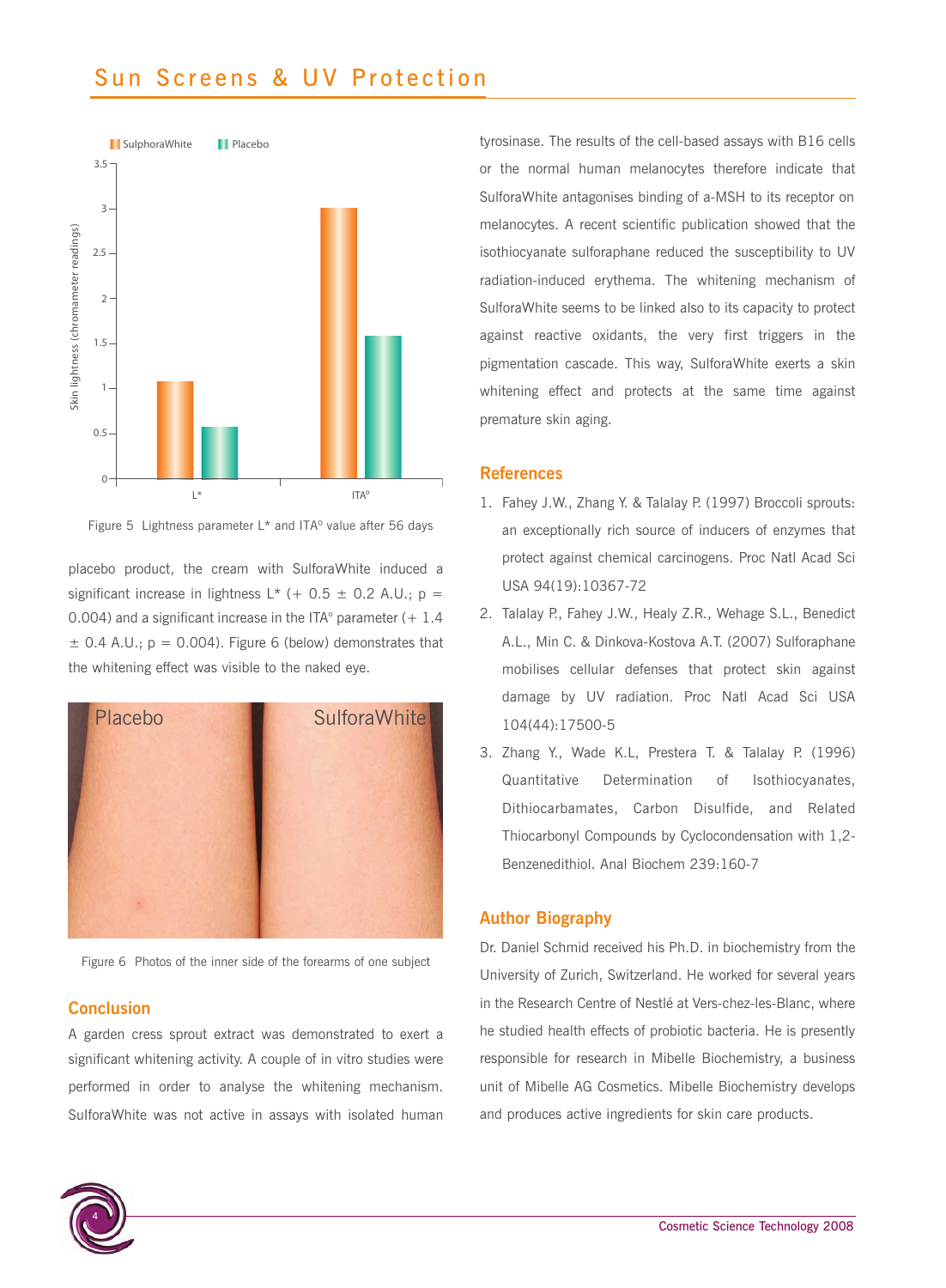SulphoraWhite
Placebo
Skin lightness (chromameter readings)
3.5
3
2.5
2
1.5
1
0.5
0
L*
ITA°

Figure 5 Lightness parameter L* and ITA° value after 56 days

placebo product, the cream with SulforaWhite induced a significant increase in lightness L* (+ 0.5 ± 0.2 A.U.; $p = 0.004$) and a significant increase in the ITA° parameter (+ 1.4 ± 0.4 A.U.; $p = 0.004$). Figure 6 (below) demonstrates that the whitening effect was visible to the naked eye.

Placebo
SulforaWhite

Figure 6 Photos of the inner side of the forearms of one subject

## Conclusion

A garden cress sprout extract was demonstrated to exert a significant whitening activity. A couple of in vitro studies were performed in order to analyse the whitening mechanism. SulforaWhite was not active in assays with isolated human tyrosinase. The results of the cell-based assays with B16 cells or the normal human melanocytes therefore indicate that SulforaWhite antagonises binding of a-MSH to its receptor on melanocytes. A recent scientific publication showed that the isothiocyanate sulforaphane reduced the susceptibility to UV radiation-induced erythema. The whitening mechanism of SulforaWhite seems to be linked also to its capacity to protect against reactive oxidants, the very first triggers in the pigmentation cascade. This way, SulforaWhite exerts a skin whitening effect and protects at the same time against premature skin aging.

## References

1. Fahey J.W., Zhang Y. & Talalay P. (1997) Broccoli sprouts: an exceptionally rich source of inducers of enzymes that protect against chemical carcinogens. Proc Natl Acad Sci USA 94(19):10367-72
2. Talalay P., Fahey J.W., Healy Z.R., Wehage S.L., Benedict A.L., Min C. & Dinkova-Kostova A.T. (2007) Sulforaphane mobilises cellular defenses that protect skin against damage by UV radiation. Proc Natl Acad Sci USA 104(44):17500-5
3. Zhang Y., Wade K.L, Prestera T. & Talalay P. (1996) Quantitative Determination of Isothiocyanates, Dithiocarbamates, Carbon Disulfide, and Related Thiocarbonyl Compounds by Cyclocondensation with 1,2-Benzenedithiol. Anal Biochem 239:160-7

## Author Biography

Dr. Daniel Schmid received his Ph.D. in biochemistry from the University of Zurich, Switzerland. He worked for several years in the Research Centre of Nestlé at Vers-chez-les-Blanc, where he studied health effects of probiotic bacteria. He is presently responsible for research in Mibelle Biochemistry, a business unit of Mibelle AG Cosmetics. Mibelle Biochemistry develops and produces active ingredients for skin care products.